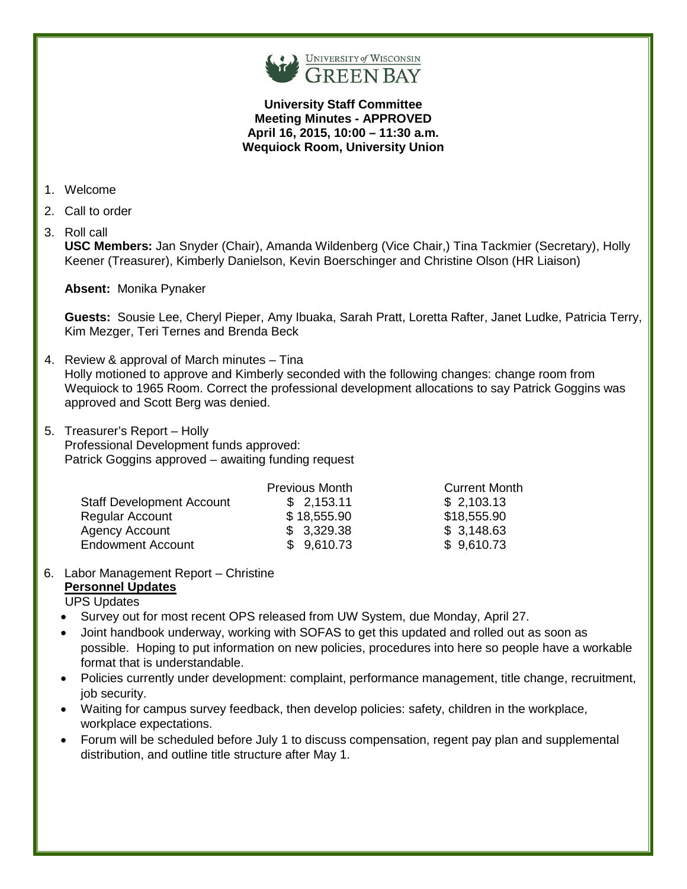**University Staff Committee**
**Meeting Minutes - APPROVED**
**April 16, 2015, 10:00 – 11:30 a.m.**
**Wequiock Room, University Union**

1. Welcome
2. Call to order
3. Roll call

   **USC Members:** Jan Snyder (Chair), Amanda Wildenberg (Vice Chair,) Tina Tackmier (Secretary), Holly Keener (Treasurer), Kimberly Danielson, Kevin Boerschinger and Christine Olson (HR Liaison)

   **Absent:** Monika Pynaker

   **Guests:** Sousie Lee, Cheryl Pieper, Amy Ibuaka, Sarah Pratt, Loretta Rafter, Janet Ludke, Patricia Terry, Kim Mezger, Teri Ternes and Brenda Beck

4. Review & approval of March minutes – Tina

   Holly motioned to approve and Kimberly seconded with the following changes: change room from Wequiock to 1965 Room. Correct the professional development allocations to say Patrick Goggins was approved and Scott Berg was denied.

5. Treasurer's Report – Holly

   Professional Development funds approved:
   Patrick Goggins approved – awaiting funding request

   | | Previous Month | Current Month |
   |---|---|---|
   | Staff Development Account | $ 2,153.11 | $ 2,103.13 |
   | Regular Account | $ 18,555.90 | $18,555.90 |
   | Agency Account | $ 3,329.38 | $ 3,148.63 |
   | Endowment Account | $ 9,610.73 | $ 9,610.73 |

6. Labor Management Report – Christine

   **Personnel Updates**

   UPS Updates

   - Survey out for most recent OPS released from UW System, due Monday, April 27.
   - Joint handbook underway, working with SOFAS to get this updated and rolled out as soon as possible. Hoping to put information on new policies, procedures into here so people have a workable format that is understandable.
   - Policies currently under development: complaint, performance management, title change, recruitment, job security.
   - Waiting for campus survey feedback, then develop policies: safety, children in the workplace, workplace expectations.
   - Forum will be scheduled before July 1 to discuss compensation, regent pay plan and supplemental distribution, and outline title structure after May 1.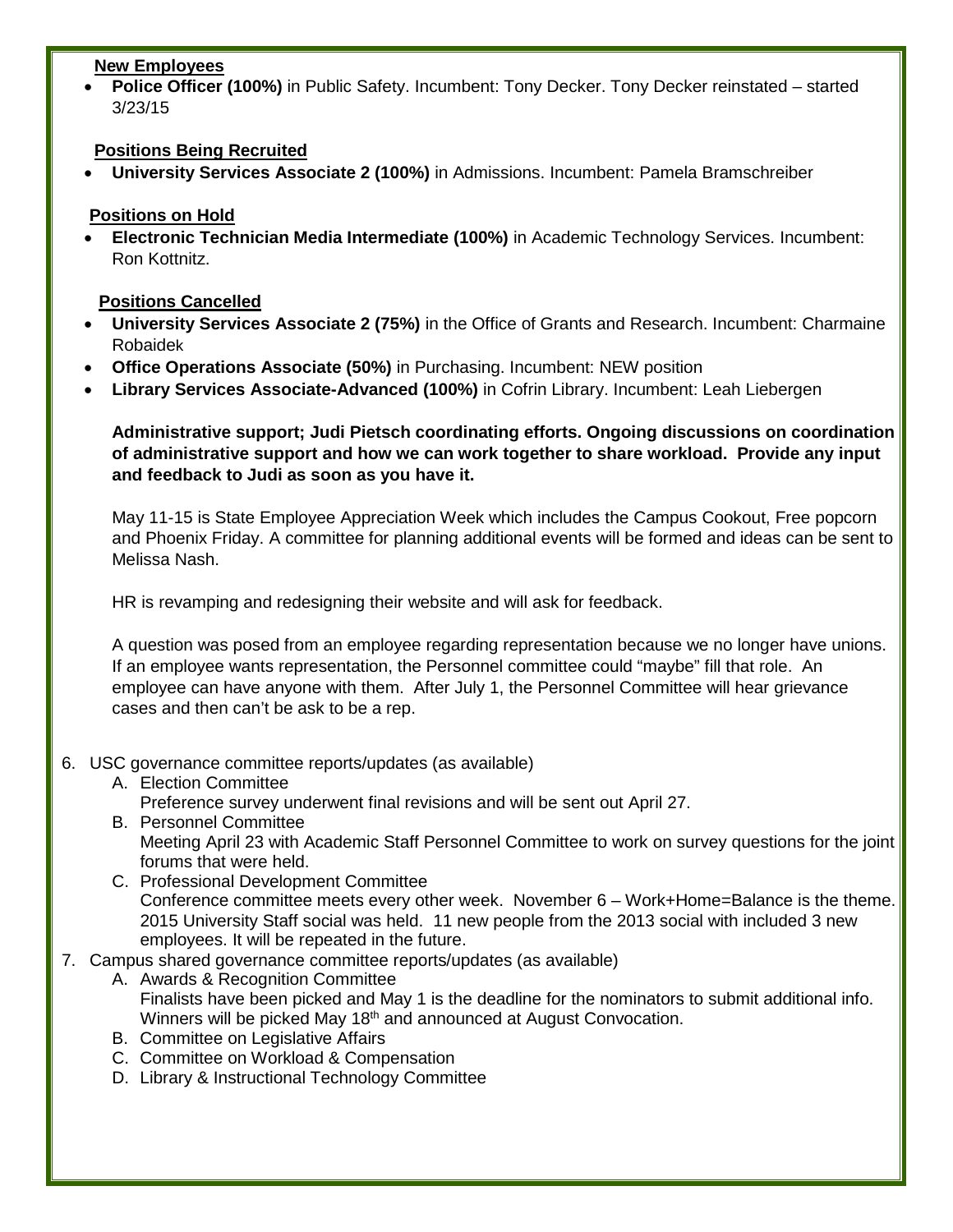**New Employees**

- **Police Officer (100%)** in Public Safety. Incumbent: Tony Decker. Tony Decker reinstated – started 3/23/15

**Positions Being Recruited**

- **University Services Associate 2 (100%)** in Admissions. Incumbent: Pamela Bramschreiber

**Positions on Hold**

- **Electronic Technician Media Intermediate (100%)** in Academic Technology Services. Incumbent: Ron Kottnitz.

**Positions Cancelled**

- **University Services Associate 2 (75%)** in the Office of Grants and Research. Incumbent: Charmaine Robaidek
- **Office Operations Associate (50%)** in Purchasing. Incumbent: NEW position
- **Library Services Associate-Advanced (100%)** in Cofrin Library. Incumbent: Leah Liebergen

**Administrative support; Judi Pietsch coordinating efforts. Ongoing discussions on coordination of administrative support and how we can work together to share workload. Provide any input and feedback to Judi as soon as you have it.**

May 11-15 is State Employee Appreciation Week which includes the Campus Cookout, Free popcorn and Phoenix Friday. A committee for planning additional events will be formed and ideas can be sent to Melissa Nash.

HR is revamping and redesigning their website and will ask for feedback.

A question was posed from an employee regarding representation because we no longer have unions. If an employee wants representation, the Personnel committee could "maybe" fill that role. An employee can have anyone with them. After July 1, the Personnel Committee will hear grievance cases and then can't be ask to be a rep.

6. USC governance committee reports/updates (as available)
   A. Election Committee
      Preference survey underwent final revisions and will be sent out April 27.
   B. Personnel Committee
      Meeting April 23 with Academic Staff Personnel Committee to work on survey questions for the joint forums that were held.
   C. Professional Development Committee
      Conference committee meets every other week. November 6 – Work+Home=Balance is the theme. 2015 University Staff social was held. 11 new people from the 2013 social with included 3 new employees. It will be repeated in the future.
7. Campus shared governance committee reports/updates (as available)
   A. Awards & Recognition Committee
      Finalists have been picked and May 1 is the deadline for the nominators to submit additional info. Winners will be picked May 18th and announced at August Convocation.
   B. Committee on Legislative Affairs
   C. Committee on Workload & Compensation
   D. Library & Instructional Technology Committee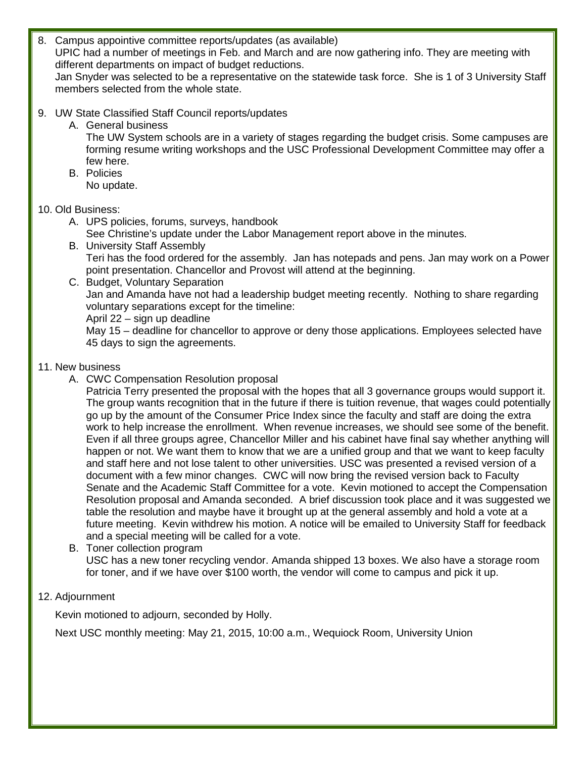8. Campus appointive committee reports/updates (as available)
   UPIC had a number of meetings in Feb. and March and are now gathering info. They are meeting with different departments on impact of budget reductions.
   Jan Snyder was selected to be a representative on the statewide task force. She is 1 of 3 University Staff members selected from the whole state.

9. UW State Classified Staff Council reports/updates
   A. General business
      The UW System schools are in a variety of stages regarding the budget crisis. Some campuses are forming resume writing workshops and the USC Professional Development Committee may offer a few here.
   B. Policies
      No update.

10. Old Business:
    A. UPS policies, forums, surveys, handbook
       See Christine's update under the Labor Management report above in the minutes.
    B. University Staff Assembly
       Teri has the food ordered for the assembly. Jan has notepads and pens. Jan may work on a Power point presentation. Chancellor and Provost will attend at the beginning.
    C. Budget, Voluntary Separation
       Jan and Amanda have not had a leadership budget meeting recently. Nothing to share regarding voluntary separations except for the timeline:
       April 22 – sign up deadline
       May 15 – deadline for chancellor to approve or deny those applications. Employees selected have 45 days to sign the agreements.

11. New business
    A. CWC Compensation Resolution proposal
       Patricia Terry presented the proposal with the hopes that all 3 governance groups would support it. The group wants recognition that in the future if there is tuition revenue, that wages could potentially go up by the amount of the Consumer Price Index since the faculty and staff are doing the extra work to help increase the enrollment. When revenue increases, we should see some of the benefit. Even if all three groups agree, Chancellor Miller and his cabinet have final say whether anything will happen or not. We want them to know that we are a unified group and that we want to keep faculty and staff here and not lose talent to other universities. USC was presented a revised version of a document with a few minor changes. CWC will now bring the revised version back to Faculty Senate and the Academic Staff Committee for a vote. Kevin motioned to accept the Compensation Resolution proposal and Amanda seconded. A brief discussion took place and it was suggested we table the resolution and maybe have it brought up at the general assembly and hold a vote at a future meeting. Kevin withdrew his motion. A notice will be emailed to University Staff for feedback and a special meeting will be called for a vote.
    B. Toner collection program
       USC has a new toner recycling vendor. Amanda shipped 13 boxes. We also have a storage room for toner, and if we have over $100 worth, the vendor will come to campus and pick it up.

12. Adjournment

    Kevin motioned to adjourn, seconded by Holly.

    Next USC monthly meeting: May 21, 2015, 10:00 a.m., Wequiock Room, University Union